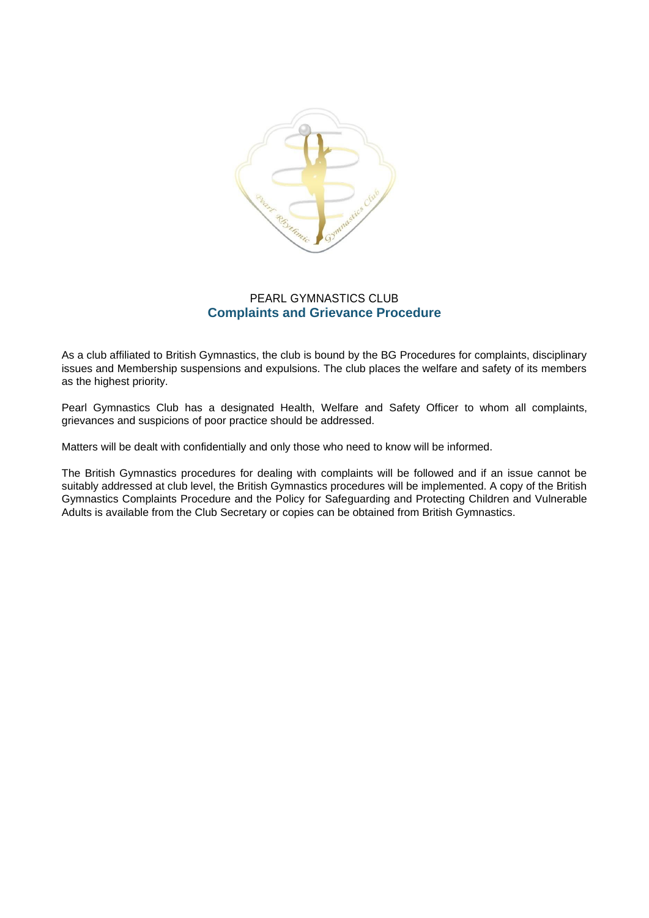PEARL GYMNASTICS CLUB

# Complaints and Grievance Procedure

As a club affiliated to British Gymnastics, the club is bound by the BG Procedures for complaints, disciplinary issues and Membership suspensions and expulsions. The club places the welfare and safety of its members as the highest priority.

Pearl Gymnastics Club has a designated Health, Welfare and Safety Officer to whom all complaints, grievances and suspicions of poor practice should be addressed.

Matters will be dealt with confidentially and only those who need to know will be informed.

The British Gymnastics procedures for dealing with complaints will be followed and if an issue cannot be suitably addressed at club level, the British Gymnastics procedures will be implemented. A copy of the British Gymnastics Complaints Procedure and the Policy for Safeguarding and Protecting Children and Vulnerable Adults is available from the Club Secretary or copies can be obtained from British Gymnastics.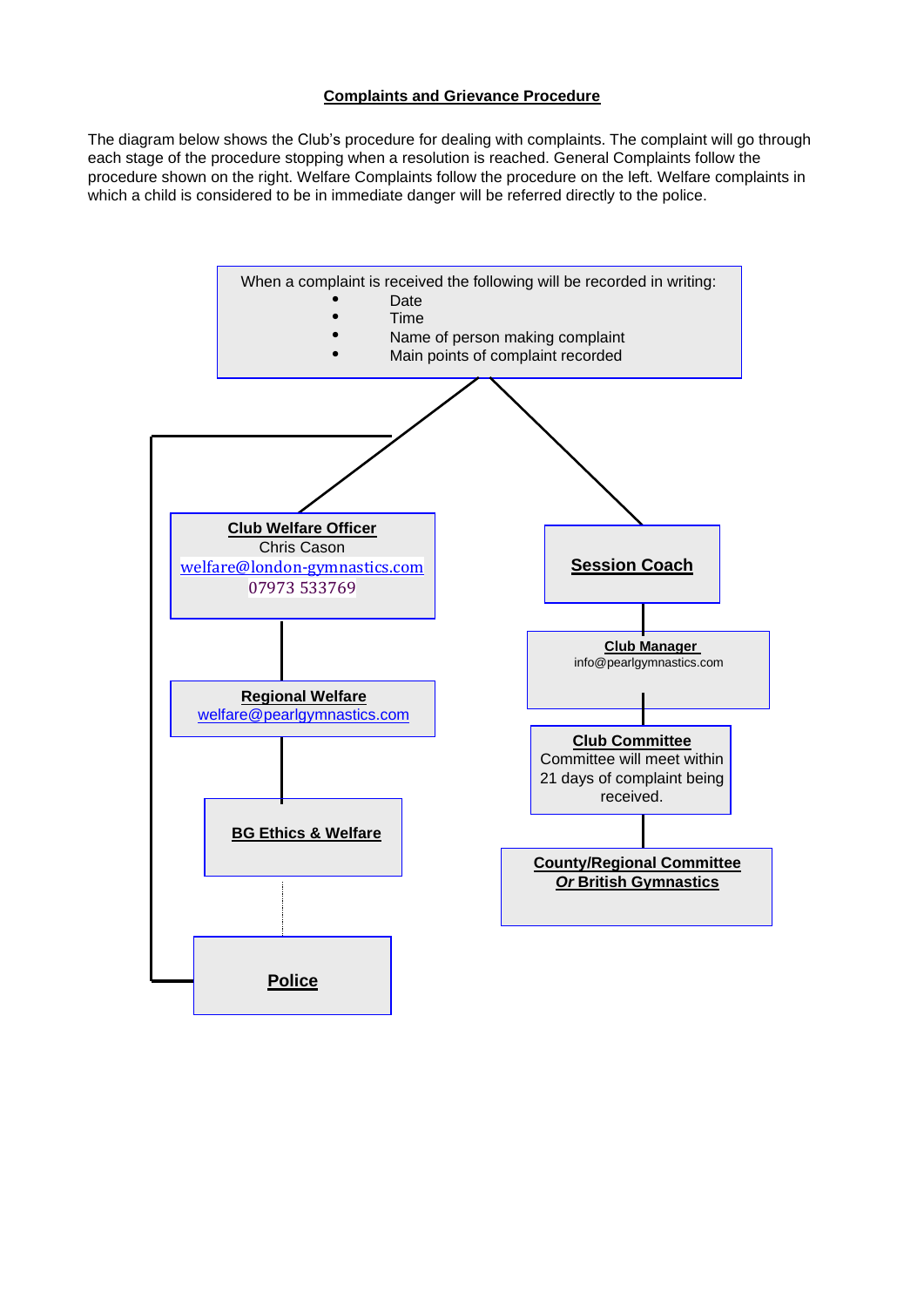## Complaints and Grievance Procedure

The diagram below shows the Club's procedure for dealing with complaints. The complaint will go through each stage of the procedure stopping when a resolution is reached. General Complaints follow the procedure shown on the right. Welfare Complaints follow the procedure on the left. Welfare complaints in which a child is considered to be in immediate danger will be referred directly to the police.

When a complaint is received the following will be recorded in writing:

- Date
- Time
- Name of person making complaint
- Main points of complaint recorded

**Welfare Complaints (left):**

**Club Welfare Officer**
Chris Cason
welfare@london-gymnastics.com
07973 533769

**Regional Welfare**
welfare@pearlgymnastics.com

**BG Ethics & Welfare**

**Police**

**General Complaints (right):**

**Session Coach**

**Club Manager**
info@pearlgymnastics.com

**Club Committee**
Committee will meet within 21 days of complaint being received.

**County/Regional Committee**
***Or* British Gymnastics**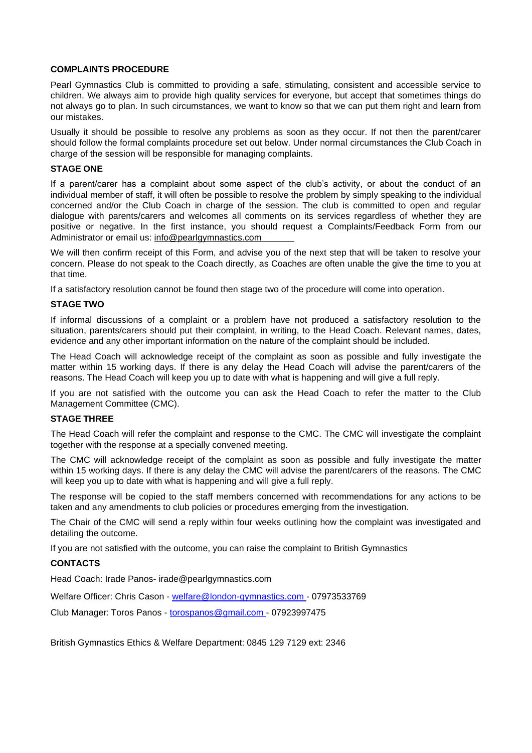## COMPLAINTS PROCEDURE

Pearl Gymnastics Club is committed to providing a safe, stimulating, consistent and accessible service to children. We always aim to provide high quality services for everyone, but accept that sometimes things do not always go to plan. In such circumstances, we want to know so that we can put them right and learn from our mistakes.

Usually it should be possible to resolve any problems as soon as they occur. If not then the parent/carer should follow the formal complaints procedure set out below. Under normal circumstances the Club Coach in charge of the session will be responsible for managing complaints.

### STAGE ONE

If a parent/carer has a complaint about some aspect of the club's activity, or about the conduct of an individual member of staff, it will often be possible to resolve the problem by simply speaking to the individual concerned and/or the Club Coach in charge of the session. The club is committed to open and regular dialogue with parents/carers and welcomes all comments on its services regardless of whether they are positive or negative. In the first instance, you should request a Complaints/Feedback Form from our Administrator or email us: info@pearlgymnastics.com

We will then confirm receipt of this Form, and advise you of the next step that will be taken to resolve your concern. Please do not speak to the Coach directly, as Coaches are often unable the give the time to you at that time.

If a satisfactory resolution cannot be found then stage two of the procedure will come into operation.

### STAGE TWO

If informal discussions of a complaint or a problem have not produced a satisfactory resolution to the situation, parents/carers should put their complaint, in writing, to the Head Coach. Relevant names, dates, evidence and any other important information on the nature of the complaint should be included.

The Head Coach will acknowledge receipt of the complaint as soon as possible and fully investigate the matter within 15 working days. If there is any delay the Head Coach will advise the parent/carers of the reasons. The Head Coach will keep you up to date with what is happening and will give a full reply.

If you are not satisfied with the outcome you can ask the Head Coach to refer the matter to the Club Management Committee (CMC).

### STAGE THREE

The Head Coach will refer the complaint and response to the CMC. The CMC will investigate the complaint together with the response at a specially convened meeting.

The CMC will acknowledge receipt of the complaint as soon as possible and fully investigate the matter within 15 working days. If there is any delay the CMC will advise the parent/carers of the reasons. The CMC will keep you up to date with what is happening and will give a full reply.

The response will be copied to the staff members concerned with recommendations for any actions to be taken and any amendments to club policies or procedures emerging from the investigation.

The Chair of the CMC will send a reply within four weeks outlining how the complaint was investigated and detailing the outcome.

If you are not satisfied with the outcome, you can raise the complaint to British Gymnastics

### CONTACTS

Head Coach: Irade Panos- irade@pearlgymnastics.com

Welfare Officer: Chris Cason - welfare@london-gymnastics.com - 07973533769

Club Manager: Toros Panos - torospanos@gmail.com - 07923997475

British Gymnastics Ethics & Welfare Department: 0845 129 7129 ext: 2346